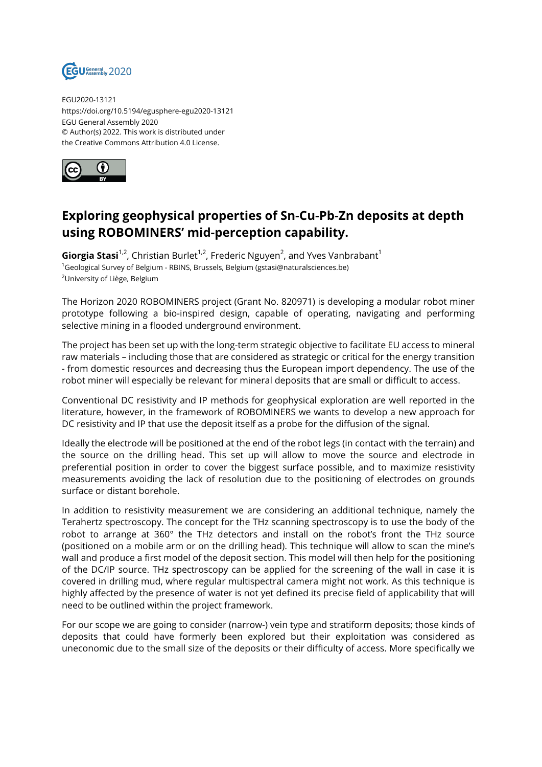EGU2020-13121
https://doi.org/10.5194/egusphere-egu2020-13121
EGU General Assembly 2020
© Author(s) 2022. This work is distributed under
the Creative Commons Attribution 4.0 License.

# Exploring geophysical properties of Sn-Cu-Pb-Zn deposits at depth using ROBOMINERS' mid-perception capability.

**Giorgia Stasi**[1,2], Christian Burlet[1,2], Frederic Nguyen[2], and Yves Vanbrabant[1]

[1]Geological Survey of Belgium - RBINS, Brussels, Belgium (gstasi@naturalsciences.be)
[2]University of Liège, Belgium

The Horizon 2020 ROBOMINERS project (Grant No. 820971) is developing a modular robot miner prototype following a bio-inspired design, capable of operating, navigating and performing selective mining in a flooded underground environment.

The project has been set up with the long-term strategic objective to facilitate EU access to mineral raw materials – including those that are considered as strategic or critical for the energy transition - from domestic resources and decreasing thus the European import dependency. The use of the robot miner will especially be relevant for mineral deposits that are small or difficult to access.

Conventional DC resistivity and IP methods for geophysical exploration are well reported in the literature, however, in the framework of ROBOMINERS we wants to develop a new approach for DC resistivity and IP that use the deposit itself as a probe for the diffusion of the signal.

Ideally the electrode will be positioned at the end of the robot legs (in contact with the terrain) and the source on the drilling head. This set up will allow to move the source and electrode in preferential position in order to cover the biggest surface possible, and to maximize resistivity measurements avoiding the lack of resolution due to the positioning of electrodes on grounds surface or distant borehole.

In addition to resistivity measurement we are considering an additional technique, namely the Terahertz spectroscopy. The concept for the THz scanning spectroscopy is to use the body of the robot to arrange at 360° the THz detectors and install on the robot's front the THz source (positioned on a mobile arm or on the drilling head). This technique will allow to scan the mine's wall and produce a first model of the deposit section. This model will then help for the positioning of the DC/IP source. THz spectroscopy can be applied for the screening of the wall in case it is covered in drilling mud, where regular multispectral camera might not work. As this technique is highly affected by the presence of water is not yet defined its precise field of applicability that will need to be outlined within the project framework.

For our scope we are going to consider (narrow-) vein type and stratiform deposits; those kinds of deposits that could have formerly been explored but their exploitation was considered as uneconomic due to the small size of the deposits or their difficulty of access. More specifically we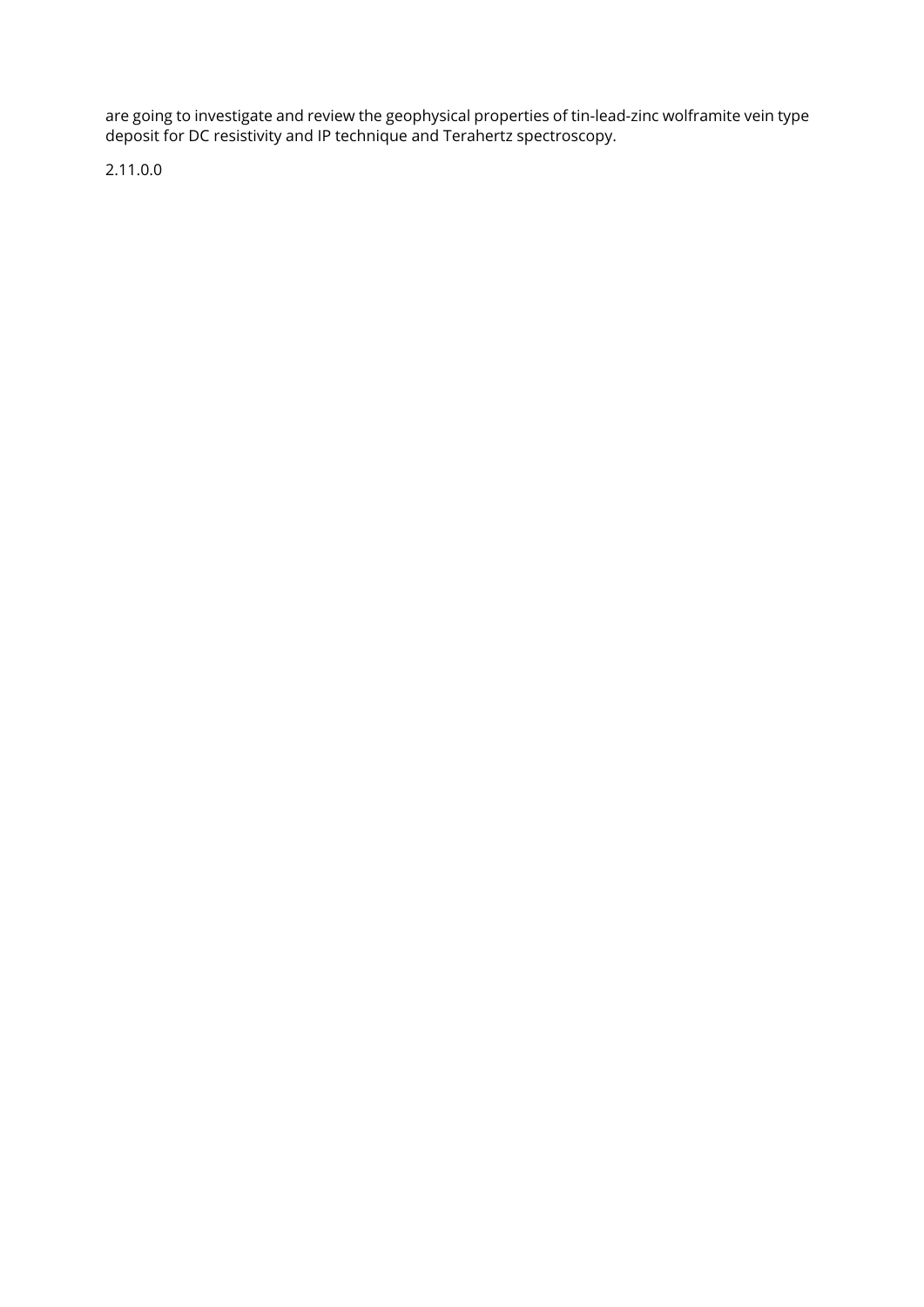are going to investigate and review the geophysical properties of tin-lead-zinc wolframite vein type deposit for DC resistivity and IP technique and Terahertz spectroscopy.

2.11.0.0